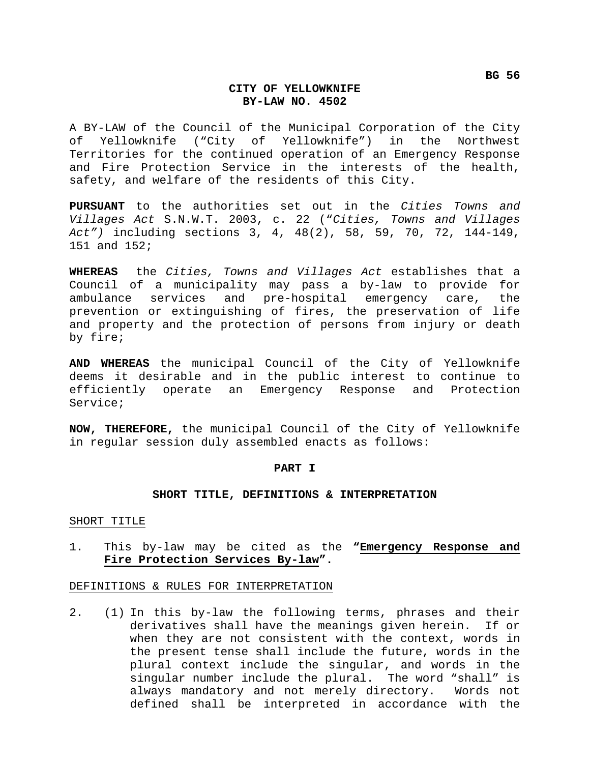BG 56

# CITY OF YELLOWKNIFE
# BY-LAW NO. 4502

A BY-LAW of the Council of the Municipal Corporation of the City of Yellowknife ("City of Yellowknife") in the Northwest Territories for the continued operation of an Emergency Response and Fire Protection Service in the interests of the health, safety, and welfare of the residents of this City.

**PURSUANT** to the authorities set out in the *Cities Towns and Villages Act* S.N.W.T. 2003, c. 22 ("*Cities, Towns and Villages Act")* including sections 3, 4, 48(2), 58, 59, 70, 72, 144-149, 151 and 152;

**WHEREAS** the *Cities, Towns and Villages Act* establishes that a Council of a municipality may pass a by-law to provide for ambulance services and pre-hospital emergency care, the prevention or extinguishing of fires, the preservation of life and property and the protection of persons from injury or death by fire;

**AND WHEREAS** the municipal Council of the City of Yellowknife deems it desirable and in the public interest to continue to efficiently operate an Emergency Response and Protection Service;

**NOW, THEREFORE,** the municipal Council of the City of Yellowknife in regular session duly assembled enacts as follows:

## PART I

## SHORT TITLE, DEFINITIONS & INTERPRETATION

SHORT TITLE

1. This by-law may be cited as the **"Emergency Response and Fire Protection Services By-law"**.

DEFINITIONS & RULES FOR INTERPRETATION

2. (1) In this by-law the following terms, phrases and their derivatives shall have the meanings given herein. If or when they are not consistent with the context, words in the present tense shall include the future, words in the plural context include the singular, and words in the singular number include the plural. The word "shall" is always mandatory and not merely directory. Words not defined shall be interpreted in accordance with the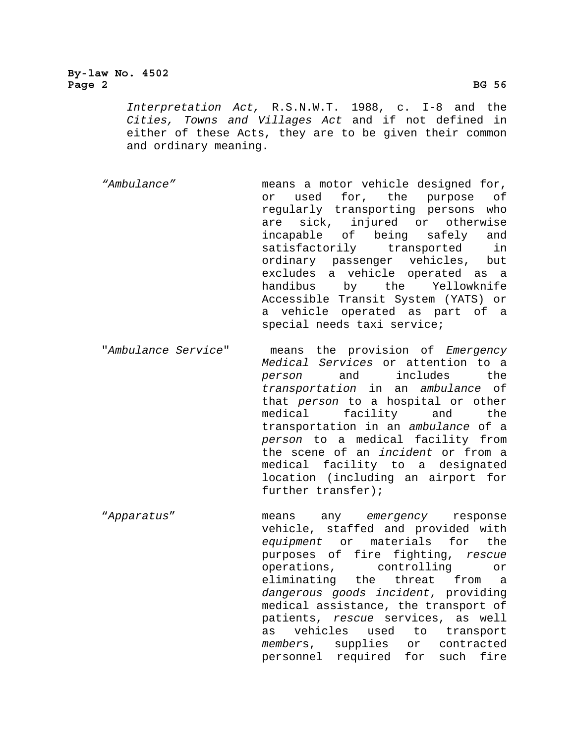*Interpretation Act,* R.S.N.W.T. 1988, c. I-8 and the *Cities, Towns and Villages Act* and if not defined in either of these Acts, they are to be given their common and ordinary meaning.

*"Ambulance"* means a motor vehicle designed for, or used for, the purpose of regularly transporting persons who are sick, injured or otherwise incapable of being safely and satisfactorily transported in ordinary passenger vehicles, but excludes a vehicle operated as a handibus by the Yellowknife Accessible Transit System (YATS) or a vehicle operated as part of a special needs taxi service;

"*Ambulance Service*" means the provision of *Emergency Medical Services* or attention to a *person* and includes the *transportation* in an *ambulance* of that *person* to a hospital or other medical facility and the transportation in an *ambulance* of a *person* to a medical facility from the scene of an *incident* or from a medical facility to a designated location (including an airport for further transfer);

"*Apparatus*" means any *emergency* response vehicle, staffed and provided with *equipment* or materials for the purposes of fire fighting, *rescue* operations, controlling or eliminating the threat from a *dangerous goods incident*, providing medical assistance, the transport of patients, *rescue* services, as well as vehicles used to transport *member*s, supplies or contracted personnel required for such fire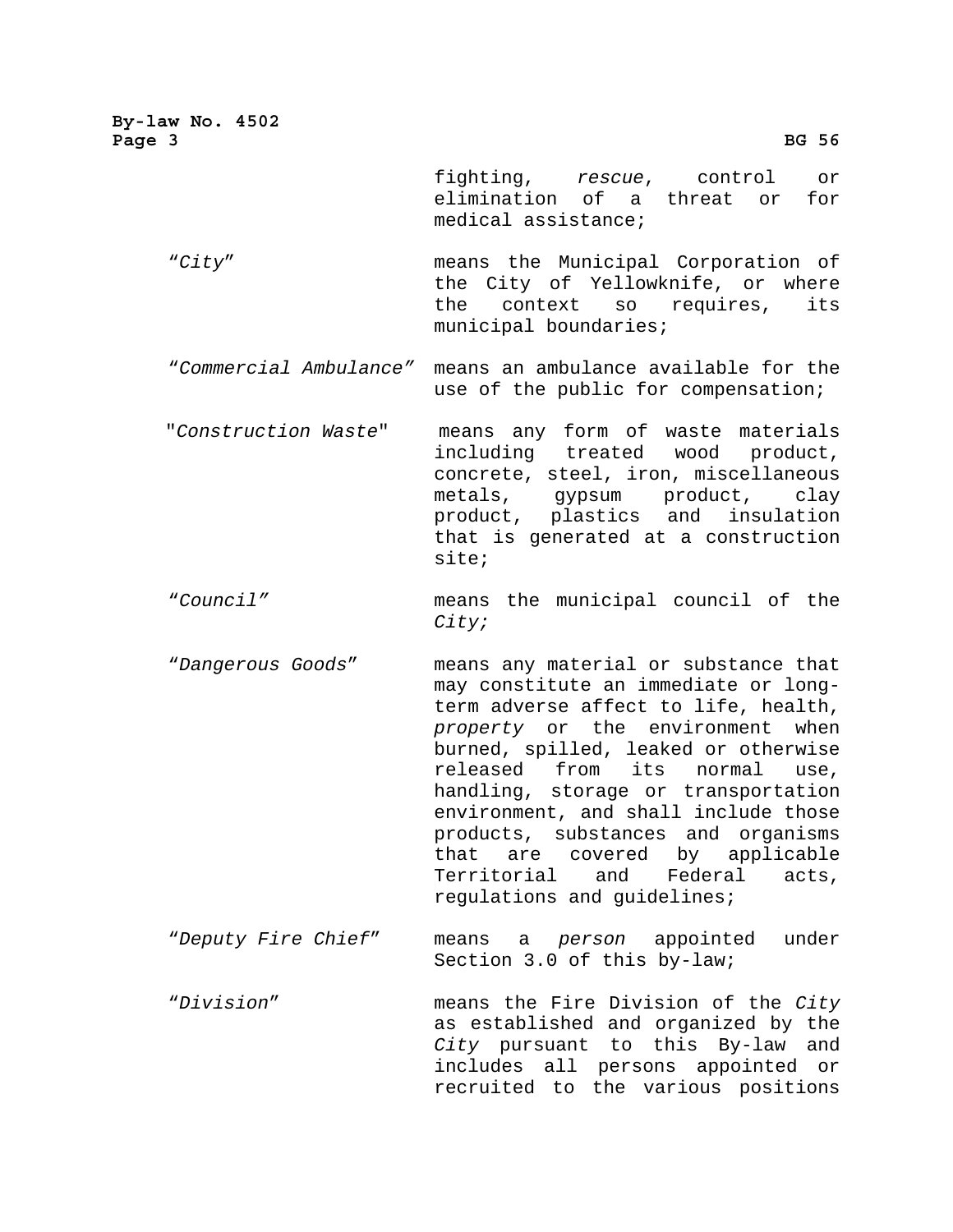fighting, *rescue*, control or elimination of a threat or for medical assistance;

*"City"* means the Municipal Corporation of the City of Yellowknife, or where the context so requires, its municipal boundaries;

*"Commercial Ambulance"* means an ambulance available for the use of the public for compensation;

"*Construction Waste*" means any form of waste materials including treated wood product, concrete, steel, iron, miscellaneous metals, gypsum product, clay product, plastics and insulation that is generated at a construction site;

*"Council"* means the municipal council of the *City;*

*"Dangerous Goods"* means any material or substance that may constitute an immediate or long-term adverse affect to life, health, *property* or the environment when burned, spilled, leaked or otherwise released from its normal use, handling, storage or transportation environment, and shall include those products, substances and organisms that are covered by applicable Territorial and Federal acts, regulations and guidelines;

*"Deputy Fire Chief"* means a *person* appointed under Section 3.0 of this by-law;

*"Division"* means the Fire Division of the *City* as established and organized by the *City* pursuant to this By-law and includes all persons appointed or recruited to the various positions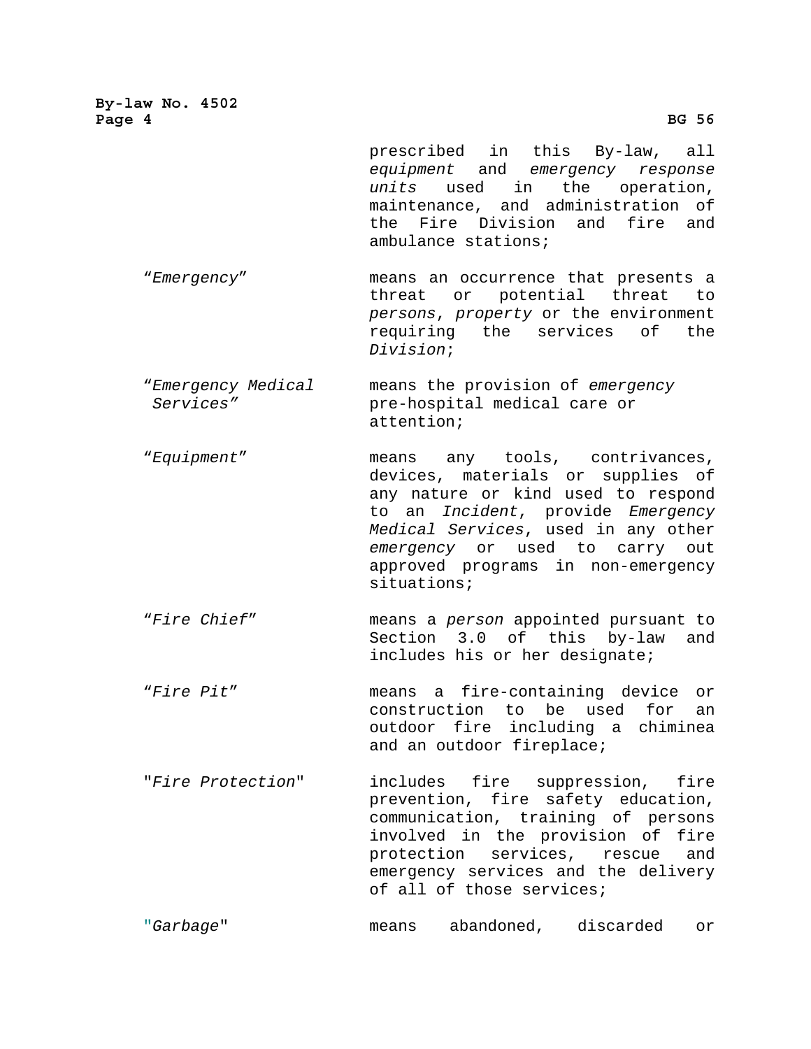prescribed in this By-law, all *equipment* and *emergency response units* used in the operation, maintenance, and administration of the Fire Division and fire and ambulance stations;

| | |
|---|---|
| "*Emergency*" | means an occurrence that presents a threat or potential threat to *persons*, *property* or the environment requiring the services of the *Division*; |
| "*Emergency Medical Services*" | means the provision of *emergency* pre-hospital medical care or attention; |
| "*Equipment*" | means any tools, contrivances, devices, materials or supplies of any nature or kind used to respond to an *Incident*, provide *Emergency Medical Services*, used in any other *emergency* or used to carry out approved programs in non-emergency situations; |
| "*Fire Chief*" | means a *person* appointed pursuant to Section 3.0 of this by-law and includes his or her designate; |
| "*Fire Pit*" | means a fire-containing device or construction to be used for an outdoor fire including a chiminea and an outdoor fireplace; |
| "*Fire Protection*" | includes fire suppression, fire prevention, fire safety education, communication, training of persons involved in the provision of fire protection services, rescue and emergency services and the delivery of all of those services; |
| "*Garbage*" | means abandoned, discarded or |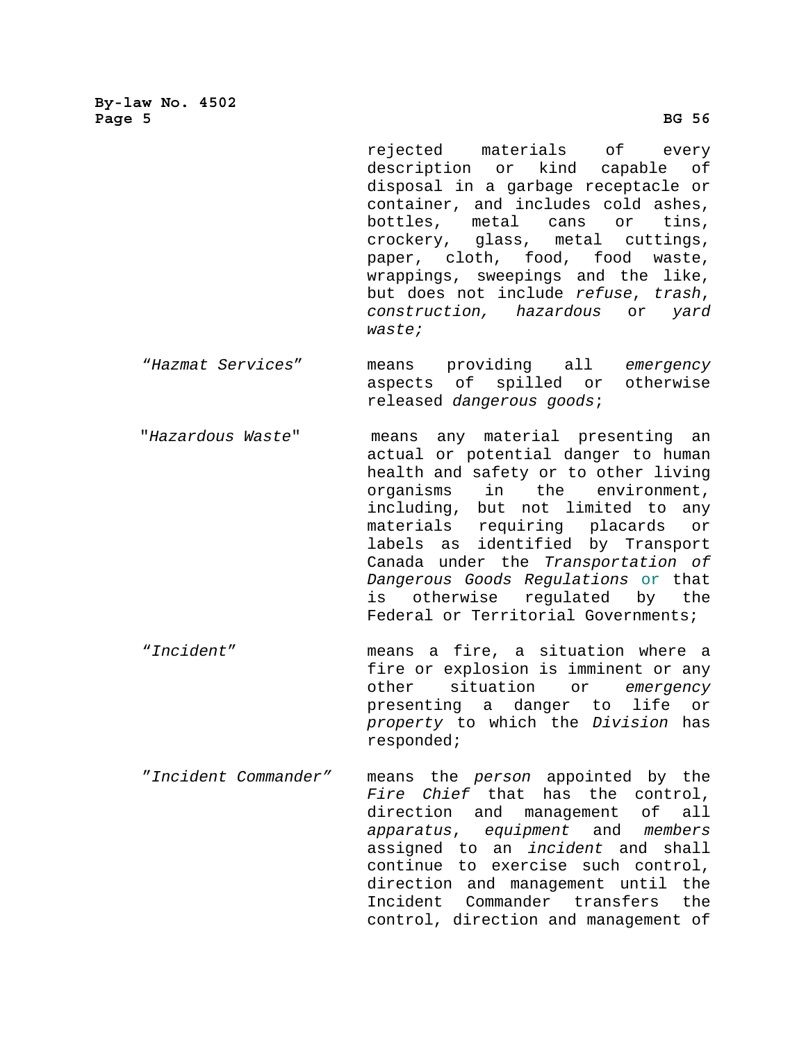rejected materials of every description or kind capable of disposal in a garbage receptacle or container, and includes cold ashes, bottles, metal cans or tins, crockery, glass, metal cuttings, paper, cloth, food, food waste, wrappings, sweepings and the like, but does not include *refuse*, *trash*, *construction, hazardous* or *yard waste;*

| | |
|---|---|
| *"Hazmat Services"* | means providing all *emergency* aspects of spilled or otherwise released *dangerous goods*; |
| "*Hazardous Waste*" | means any material presenting an actual or potential danger to human health and safety or to other living organisms in the environment, including, but not limited to any materials requiring placards or labels as identified by Transport Canada under the *Transportation of Dangerous Goods Regulations* or that is otherwise regulated by the Federal or Territorial Governments; |
| *"Incident"* | means a fire, a situation where a fire or explosion is imminent or any other situation or *emergency* presenting a danger to life or *property* to which the *Division* has responded; |
| *"Incident Commander"* | means the *person* appointed by the *Fire Chief* that has the control, direction and management of all *apparatus*, *equipment* and *members* assigned to an *incident* and shall continue to exercise such control, direction and management until the Incident Commander transfers the control, direction and management of |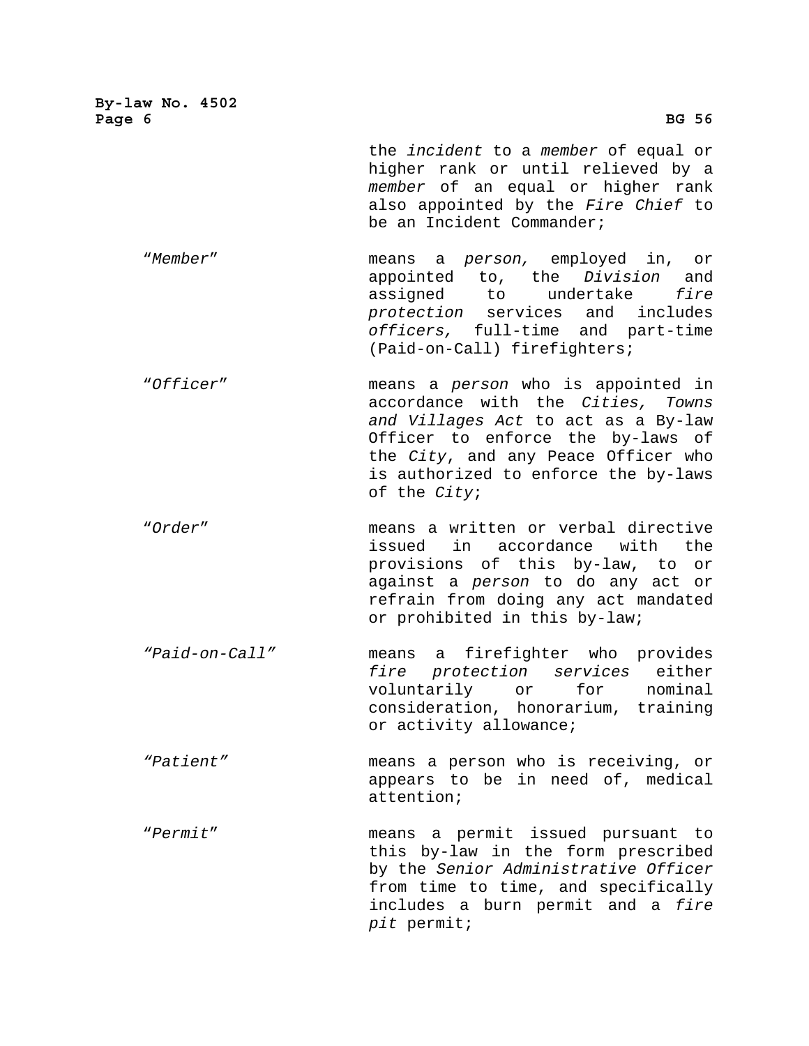the *incident* to a *member* of equal or higher rank or until relieved by a *member* of an equal or higher rank also appointed by the *Fire Chief* to be an Incident Commander;

*"Member"* means a *person,* employed in, or appointed to, the *Division* and assigned to undertake *fire protection* services and includes *officers,* full-time and part-time (Paid-on-Call) firefighters;

*"Officer"* means a *person* who is appointed in accordance with the *Cities, Towns and Villages Act* to act as a By-law Officer to enforce the by-laws of the *City*, and any Peace Officer who is authorized to enforce the by-laws of the *City*;

*"Order"* means a written or verbal directive issued in accordance with the provisions of this by-law, to or against a *person* to do any act or refrain from doing any act mandated or prohibited in this by-law;

*"Paid-on-Call"* means a firefighter who provides *fire protection services* either voluntarily or for nominal consideration, honorarium, training or activity allowance;

*"Patient"* means a person who is receiving, or appears to be in need of, medical attention;

*"Permit"* means a permit issued pursuant to this by-law in the form prescribed by the *Senior Administrative Officer* from time to time, and specifically includes a burn permit and a *fire pit* permit;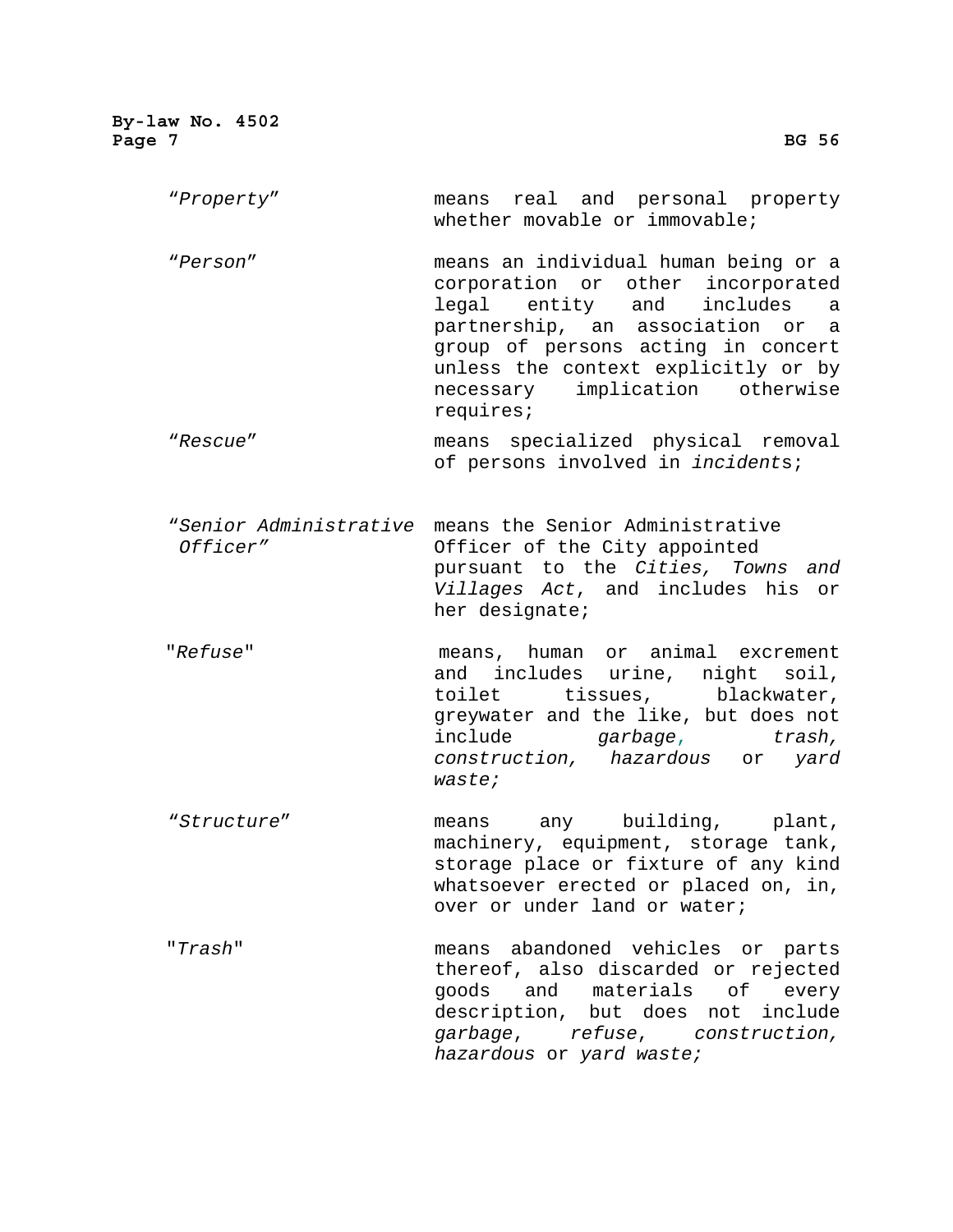| | |
|---|---|
| "*Property*" | means real and personal property whether movable or immovable; |
| "*Person*" | means an individual human being or a corporation or other incorporated legal entity and includes a partnership, an association or a group of persons acting in concert unless the context explicitly or by necessary implication otherwise requires; |
| "*Rescue*" | means specialized physical removal of persons involved in *incident*s; |
| "*Senior Administrative Officer*" | means the Senior Administrative Officer of the City appointed pursuant to the *Cities, Towns and Villages Act*, and includes his or her designate; |
| "*Refuse*" | means, human or animal excrement and includes urine, night soil, toilet tissues, blackwater, greywater and the like, but does not include *garbage*, *trash, construction, hazardous* or *yard waste;* |
| "*Structure*" | means any building, plant, machinery, equipment, storage tank, storage place or fixture of any kind whatsoever erected or placed on, in, over or under land or water; |
| "*Trash*" | means abandoned vehicles or parts thereof, also discarded or rejected goods and materials of every description, but does not include *garbage*, *refuse*, *construction, hazardous* or *yard waste;* |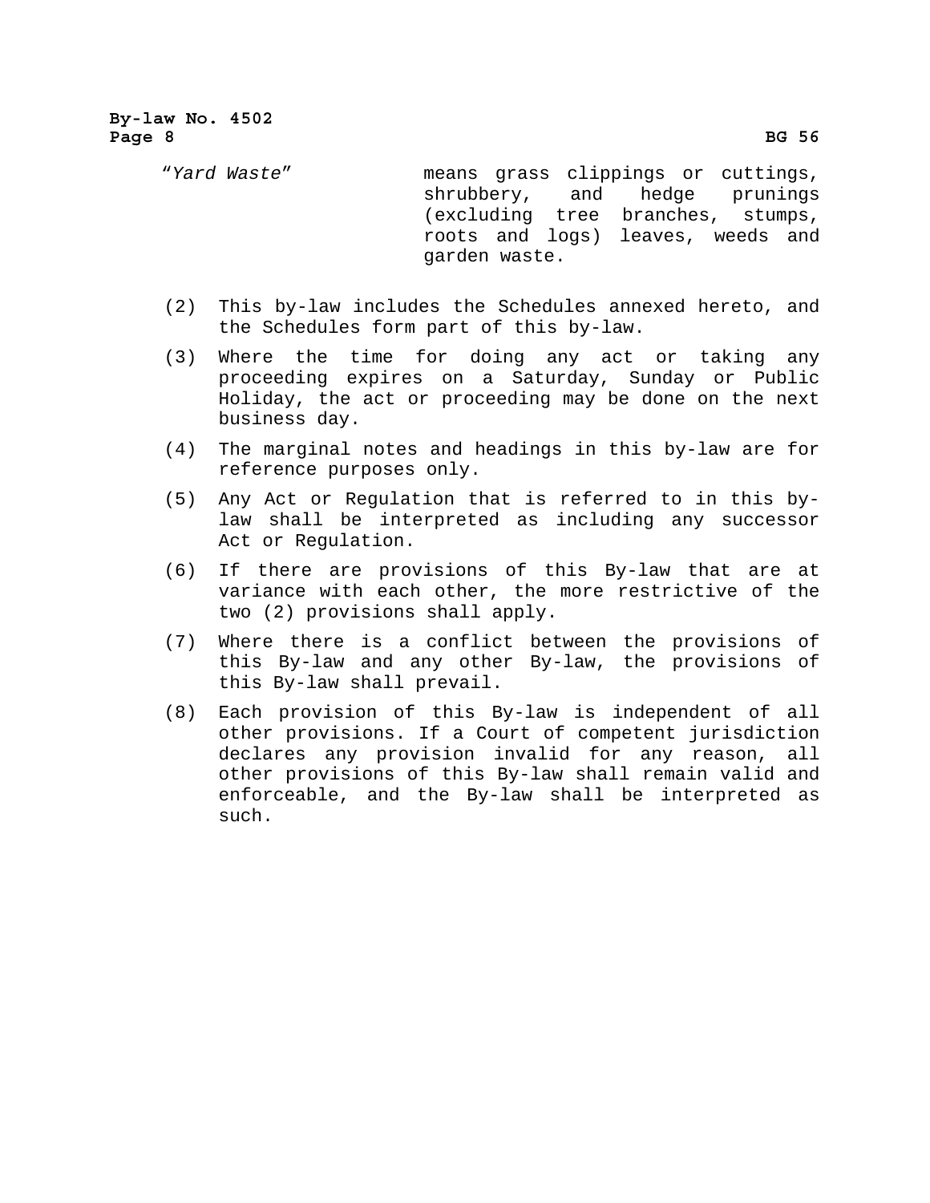*"Yard Waste"* means grass clippings or cuttings, shrubbery, and hedge prunings (excluding tree branches, stumps, roots and logs) leaves, weeds and garden waste.

(2) This by-law includes the Schedules annexed hereto, and the Schedules form part of this by-law.

(3) Where the time for doing any act or taking any proceeding expires on a Saturday, Sunday or Public Holiday, the act or proceeding may be done on the next business day.

(4) The marginal notes and headings in this by-law are for reference purposes only.

(5) Any Act or Regulation that is referred to in this by-law shall be interpreted as including any successor Act or Regulation.

(6) If there are provisions of this By-law that are at variance with each other, the more restrictive of the two (2) provisions shall apply.

(7) Where there is a conflict between the provisions of this By-law and any other By-law, the provisions of this By-law shall prevail.

(8) Each provision of this By-law is independent of all other provisions. If a Court of competent jurisdiction declares any provision invalid for any reason, all other provisions of this By-law shall remain valid and enforceable, and the By-law shall be interpreted as such.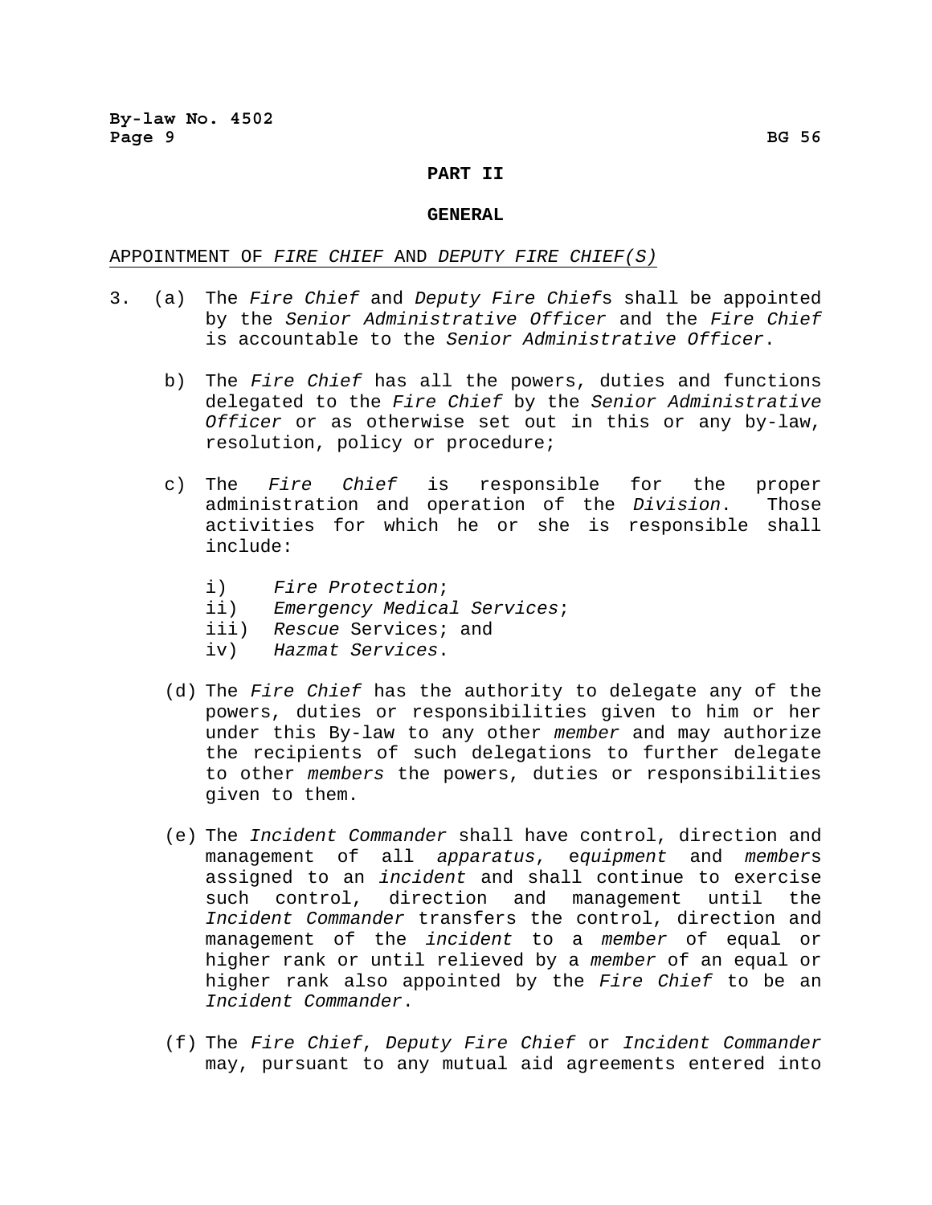## PART II

## GENERAL

APPOINTMENT OF *FIRE CHIEF* AND *DEPUTY FIRE CHIEF(S)*

3. (a) The *Fire Chief* and *Deputy Fire Chief*s shall be appointed by the *Senior Administrative Officer* and the *Fire Chief* is accountable to the *Senior Administrative Officer*.

   b) The *Fire Chief* has all the powers, duties and functions delegated to the *Fire Chief* by the *Senior Administrative Officer* or as otherwise set out in this or any by-law, resolution, policy or procedure;

   c) The *Fire Chief* is responsible for the proper administration and operation of the *Division*. Those activities for which he or she is responsible shall include:

      i) *Fire Protection*;
      ii) *Emergency Medical Services*;
      iii) *Rescue* Services; and
      iv) *Hazmat Services*.

   (d) The *Fire Chief* has the authority to delegate any of the powers, duties or responsibilities given to him or her under this By-law to any other *member* and may authorize the recipients of such delegations to further delegate to other *members* the powers, duties or responsibilities given to them.

   (e) The *Incident Commander* shall have control, direction and management of all *apparatus*, e*quipment* and *member*s assigned to an *incident* and shall continue to exercise such control, direction and management until the *Incident Commander* transfers the control, direction and management of the *incident* to a *member* of equal or higher rank or until relieved by a *member* of an equal or higher rank also appointed by the *Fire Chief* to be an *Incident Commander*.

   (f) The *Fire Chief*, *Deputy Fire Chief* or *Incident Commander* may, pursuant to any mutual aid agreements entered into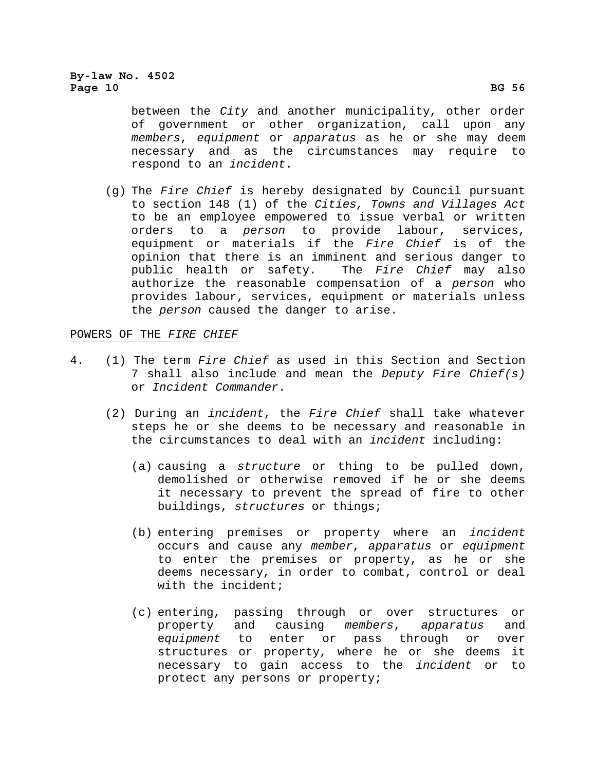between the *City* and another municipality, other order of government or other organization, call upon any *members*, *equipment* or *apparatus* as he or she may deem necessary and as the circumstances may require to respond to an *incident*.

(g) The *Fire Chief* is hereby designated by Council pursuant to section 148 (1) of the *Cities, Towns and Villages Act* to be an employee empowered to issue verbal or written orders to a *person* to provide labour, services, equipment or materials if the *Fire Chief* is of the opinion that there is an imminent and serious danger to public health or safety. The *Fire Chief* may also authorize the reasonable compensation of a *person* who provides labour, services, equipment or materials unless the *person* caused the danger to arise.

## POWERS OF THE *FIRE CHIEF*

4. (1) The term *Fire Chief* as used in this Section and Section 7 shall also include and mean the *Deputy Fire Chief(s)* or *Incident Commander*.

   (2) During an *incident*, the *Fire Chief* shall take whatever steps he or she deems to be necessary and reasonable in the circumstances to deal with an *incident* including:

   (a) causing a *structure* or thing to be pulled down, demolished or otherwise removed if he or she deems it necessary to prevent the spread of fire to other buildings, *structures* or things;

   (b) entering premises or property where an *incident* occurs and cause any *member*, *apparatus* or *equipment* to enter the premises or property, as he or she deems necessary, in order to combat, control or deal with the incident;

   (c) entering, passing through or over structures or property and causing *members*, *apparatus* and *equipment* to enter or pass through or over structures or property, where he or she deems it necessary to gain access to the *incident* or to protect any persons or property;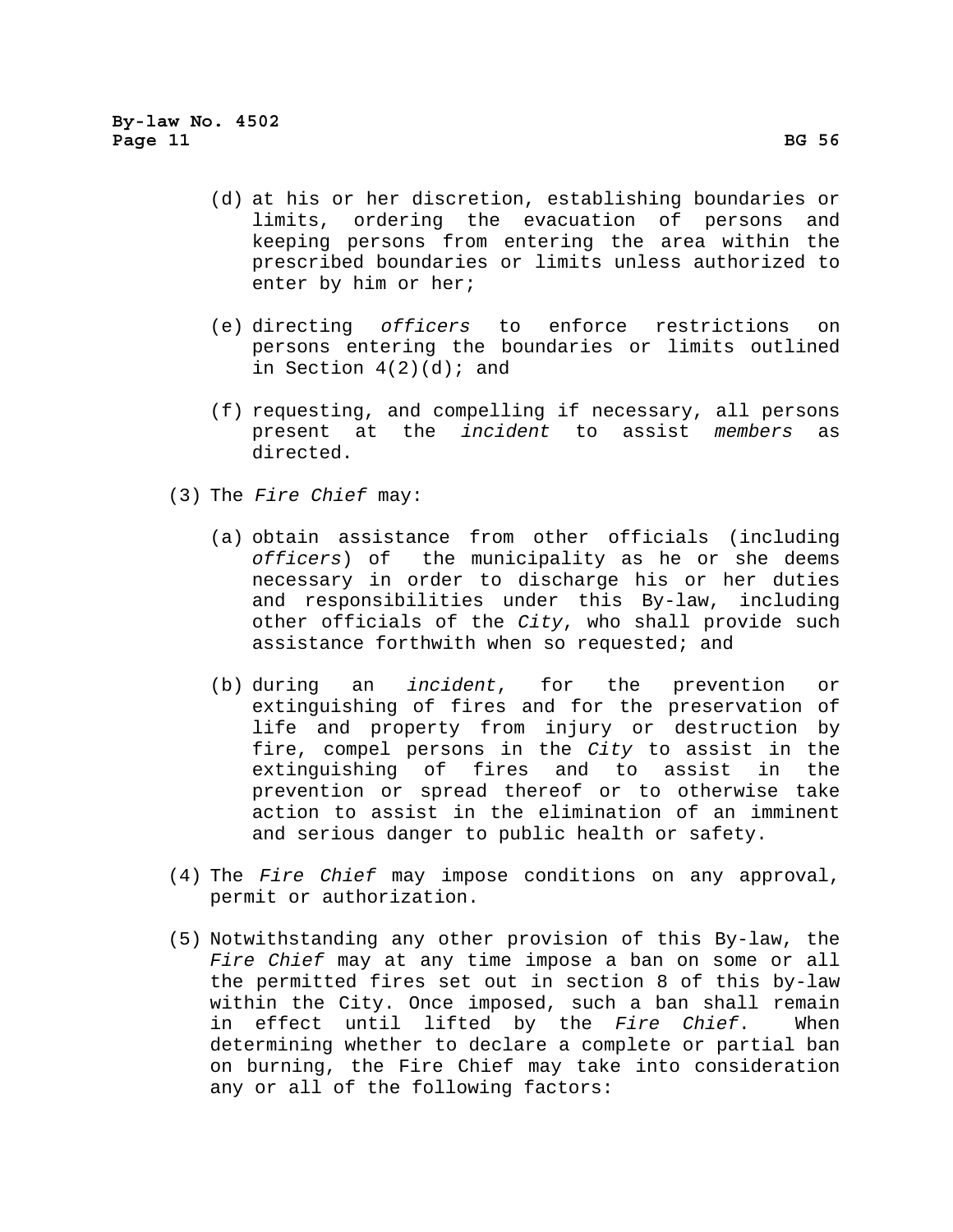(d) at his or her discretion, establishing boundaries or limits, ordering the evacuation of persons and keeping persons from entering the area within the prescribed boundaries or limits unless authorized to enter by him or her;

(e) directing *officers* to enforce restrictions on persons entering the boundaries or limits outlined in Section 4(2)(d); and

(f) requesting, and compelling if necessary, all persons present at the *incident* to assist *members* as directed.

(3) The *Fire Chief* may:

(a) obtain assistance from other officials (including *officers*) of the municipality as he or she deems necessary in order to discharge his or her duties and responsibilities under this By-law, including other officials of the *City*, who shall provide such assistance forthwith when so requested; and

(b) during an *incident*, for the prevention or extinguishing of fires and for the preservation of life and property from injury or destruction by fire, compel persons in the *City* to assist in the extinguishing of fires and to assist in the prevention or spread thereof or to otherwise take action to assist in the elimination of an imminent and serious danger to public health or safety.

(4) The *Fire Chief* may impose conditions on any approval, permit or authorization.

(5) Notwithstanding any other provision of this By-law, the *Fire Chief* may at any time impose a ban on some or all the permitted fires set out in section 8 of this by-law within the City. Once imposed, such a ban shall remain in effect until lifted by the *Fire Chief*. When determining whether to declare a complete or partial ban on burning, the Fire Chief may take into consideration any or all of the following factors: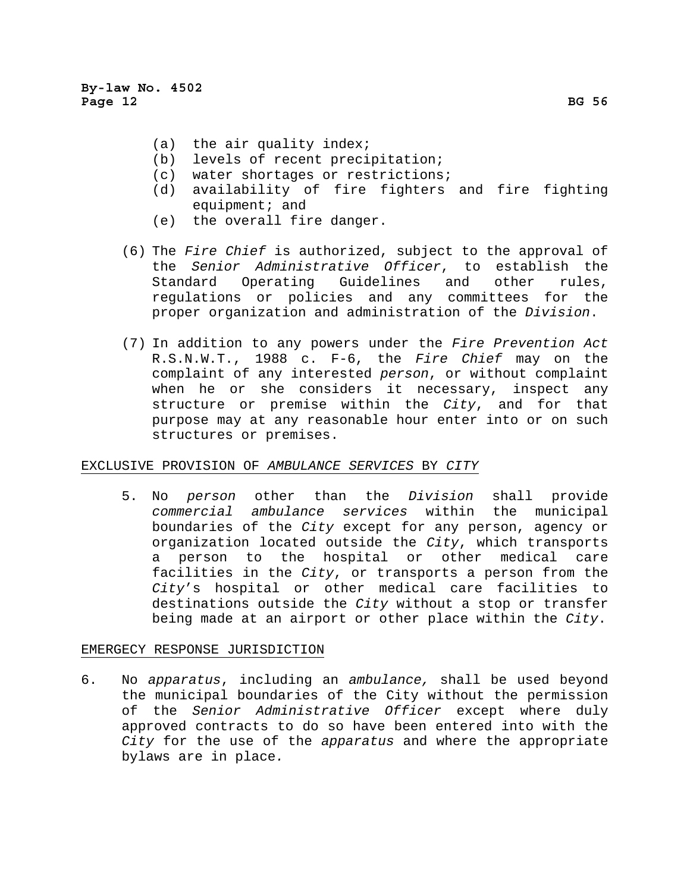(a) the air quality index;
(b) levels of recent precipitation;
(c) water shortages or restrictions;
(d) availability of fire fighters and fire fighting equipment; and
(e) the overall fire danger.

(6) The *Fire Chief* is authorized, subject to the approval of the *Senior Administrative Officer*, to establish the Standard Operating Guidelines and other rules, regulations or policies and any committees for the proper organization and administration of the *Division*.

(7) In addition to any powers under the *Fire Prevention Act* R.S.N.W.T., 1988 c. F-6, the *Fire Chief* may on the complaint of any interested *person*, or without complaint when he or she considers it necessary, inspect any structure or premise within the *City*, and for that purpose may at any reasonable hour enter into or on such structures or premises.

EXCLUSIVE PROVISION OF *AMBULANCE SERVICES* BY *CITY*

5. No *person* other than the *Division* shall provide *commercial ambulance services* within the municipal boundaries of the *City* except for any person, agency or organization located outside the *City*, which transports a person to the hospital or other medical care facilities in the *City*, or transports a person from the *City*'s hospital or other medical care facilities to destinations outside the *City* without a stop or transfer being made at an airport or other place within the *City*.

EMERGECY RESPONSE JURISDICTION

6. No *apparatus*, including an *ambulance,* shall be used beyond the municipal boundaries of the City without the permission of the *Senior Administrative Officer* except where duly approved contracts to do so have been entered into with the *City* for the use of the *apparatus* and where the appropriate bylaws are in place.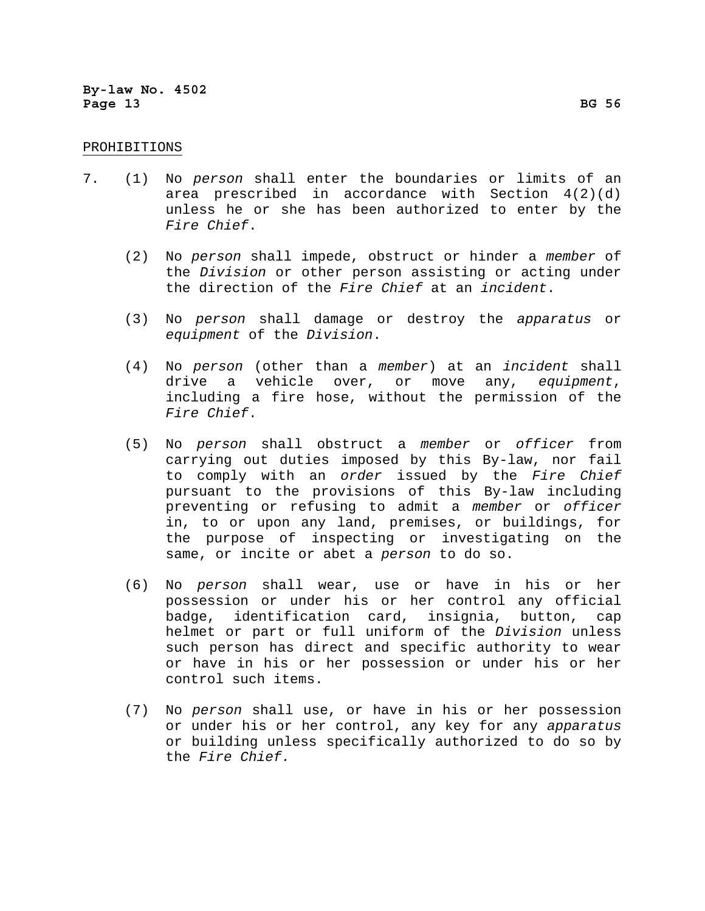## PROHIBITIONS

7. (1) No *person* shall enter the boundaries or limits of an area prescribed in accordance with Section 4(2)(d) unless he or she has been authorized to enter by the *Fire Chief*.

   (2) No *person* shall impede, obstruct or hinder a *member* of the *Division* or other person assisting or acting under the direction of the *Fire Chief* at an *incident*.

   (3) No *person* shall damage or destroy the *apparatus* or *equipment* of the *Division*.

   (4) No *person* (other than a *member*) at an *incident* shall drive a vehicle over, or move any, *equipment*, including a fire hose, without the permission of the *Fire Chief*.

   (5) No *person* shall obstruct a *member* or *officer* from carrying out duties imposed by this By-law, nor fail to comply with an *order* issued by the *Fire Chief* pursuant to the provisions of this By-law including preventing or refusing to admit a *member* or *officer* in, to or upon any land, premises, or buildings, for the purpose of inspecting or investigating on the same, or incite or abet a *person* to do so.

   (6) No *person* shall wear, use or have in his or her possession or under his or her control any official badge, identification card, insignia, button, cap helmet or part or full uniform of the *Division* unless such person has direct and specific authority to wear or have in his or her possession or under his or her control such items.

   (7) No *person* shall use, or have in his or her possession or under his or her control, any key for any *apparatus* or building unless specifically authorized to do so by the *Fire Chief.*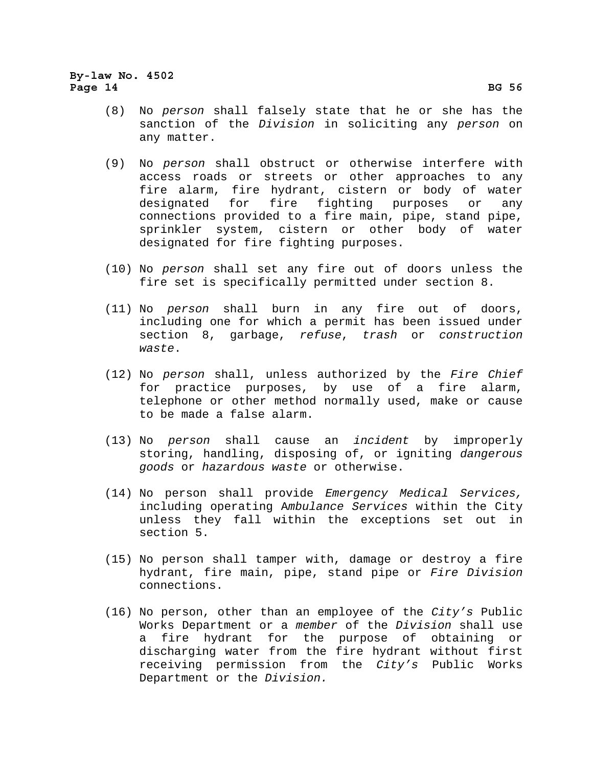(8) No *person* shall falsely state that he or she has the sanction of the *Division* in soliciting any *person* on any matter.

(9) No *person* shall obstruct or otherwise interfere with access roads or streets or other approaches to any fire alarm, fire hydrant, cistern or body of water designated for fire fighting purposes or any connections provided to a fire main, pipe, stand pipe, sprinkler system, cistern or other body of water designated for fire fighting purposes.

(10) No *person* shall set any fire out of doors unless the fire set is specifically permitted under section 8.

(11) No *person* shall burn in any fire out of doors, including one for which a permit has been issued under section 8, garbage, *refuse*, *trash* or *construction waste*.

(12) No *person* shall, unless authorized by the *Fire Chief* for practice purposes, by use of a fire alarm, telephone or other method normally used, make or cause to be made a false alarm.

(13) No *person* shall cause an *incident* by improperly storing, handling, disposing of, or igniting *dangerous goods* or *hazardous waste* or otherwise.

(14) No person shall provide *Emergency Medical Services,* including operating A*mbulance Services* within the City unless they fall within the exceptions set out in section 5.

(15) No person shall tamper with, damage or destroy a fire hydrant, fire main, pipe, stand pipe or *Fire Division* connections.

(16) No person, other than an employee of the *City's* Public Works Department or a *member* of the *Division* shall use a fire hydrant for the purpose of obtaining or discharging water from the fire hydrant without first receiving permission from the *City's* Public Works Department or the *Division.*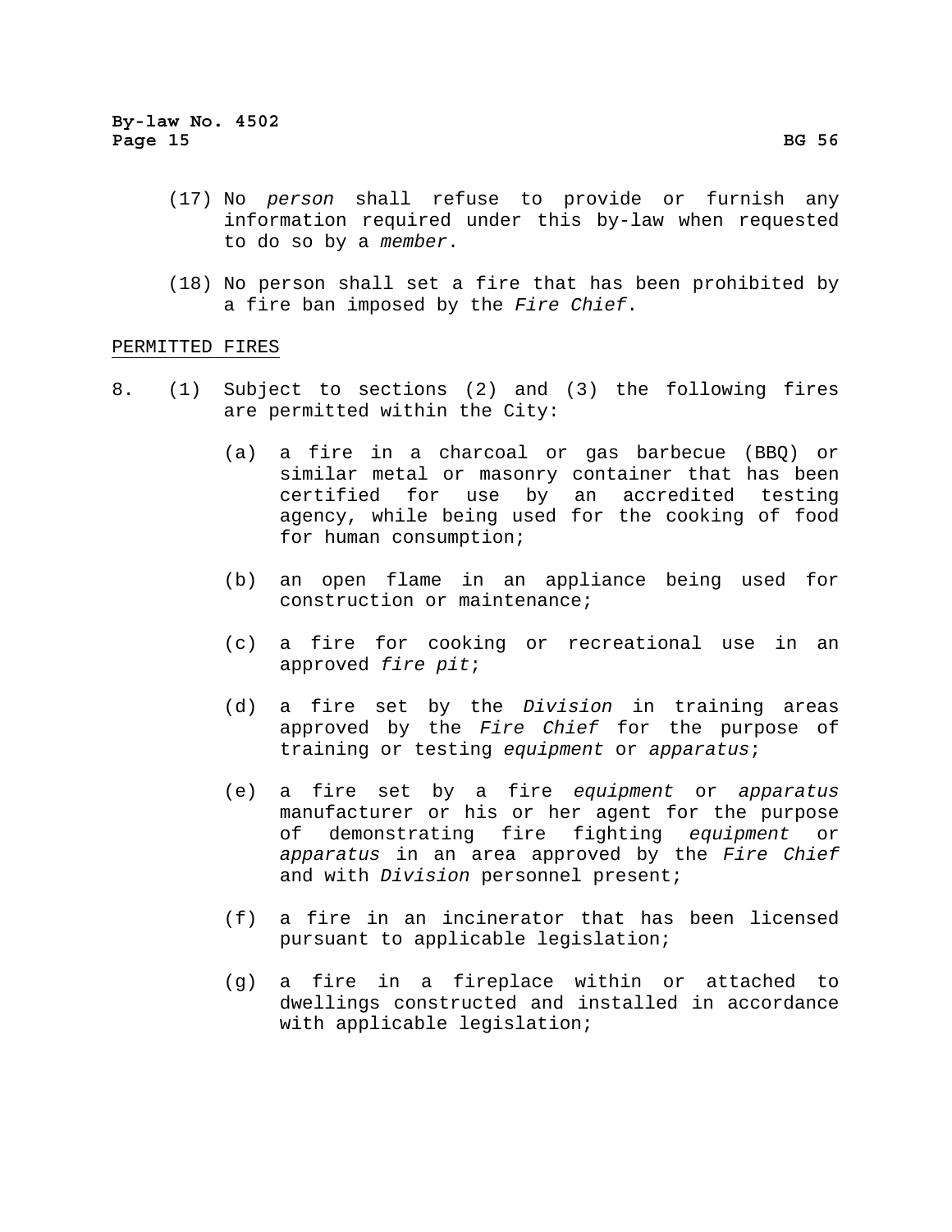(17) No *person* shall refuse to provide or furnish any information required under this by-law when requested to do so by a *member*.

(18) No person shall set a fire that has been prohibited by a fire ban imposed by the *Fire Chief*.

PERMITTED FIRES

8. (1) Subject to sections (2) and (3) the following fires are permitted within the City:

   (a) a fire in a charcoal or gas barbecue (BBQ) or similar metal or masonry container that has been certified for use by an accredited testing agency, while being used for the cooking of food for human consumption;

   (b) an open flame in an appliance being used for construction or maintenance;

   (c) a fire for cooking or recreational use in an approved *fire pit*;

   (d) a fire set by the *Division* in training areas approved by the *Fire Chief* for the purpose of training or testing *equipment* or *apparatus*;

   (e) a fire set by a fire *equipment* or *apparatus* manufacturer or his or her agent for the purpose of demonstrating fire fighting *equipment* or *apparatus* in an area approved by the *Fire Chief* and with *Division* personnel present;

   (f) a fire in an incinerator that has been licensed pursuant to applicable legislation;

   (g) a fire in a fireplace within or attached to dwellings constructed and installed in accordance with applicable legislation;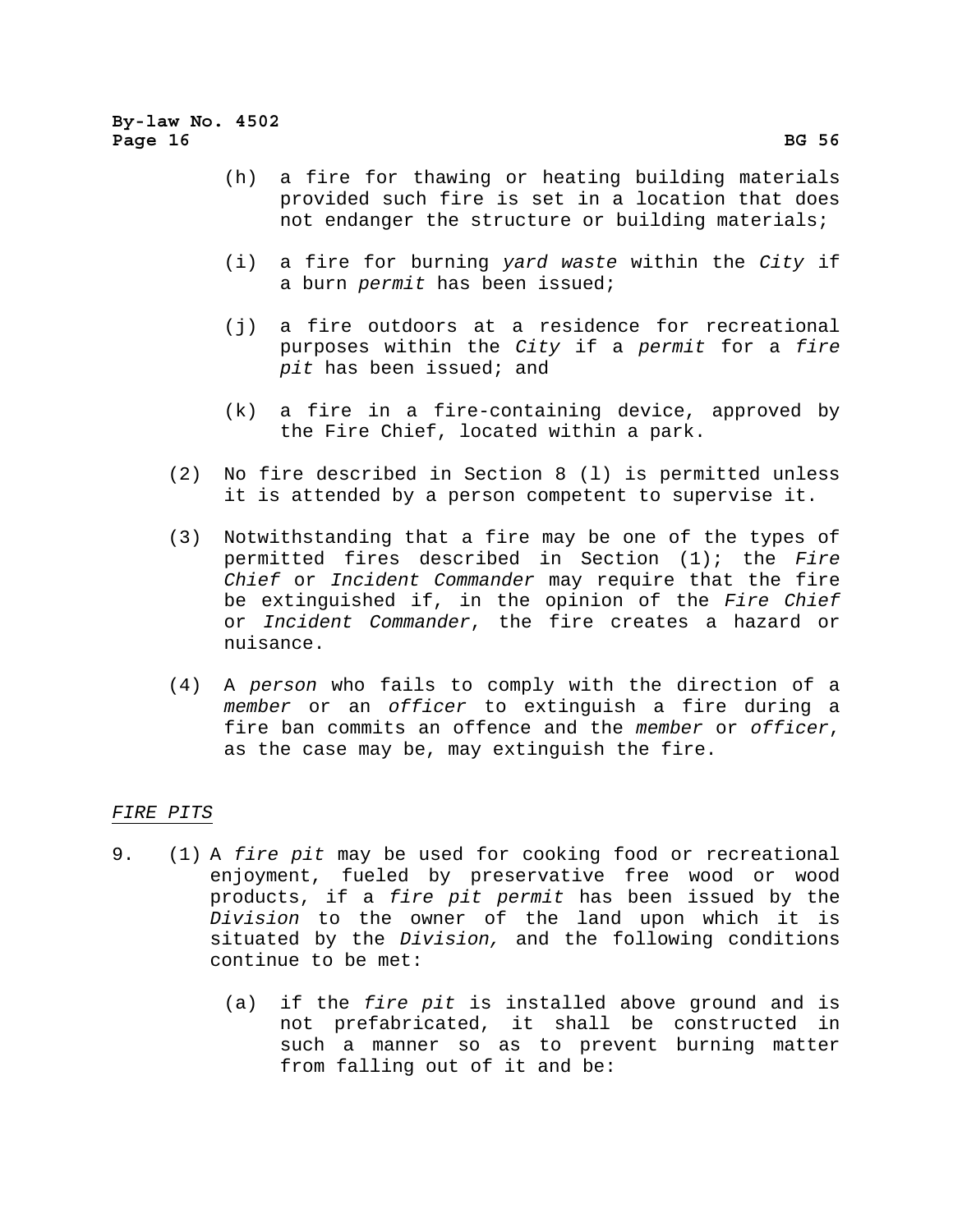(h) a fire for thawing or heating building materials provided such fire is set in a location that does not endanger the structure or building materials;

(i) a fire for burning *yard waste* within the *City* if a burn *permit* has been issued;

(j) a fire outdoors at a residence for recreational purposes within the *City* if a *permit* for a *fire pit* has been issued; and

(k) a fire in a fire-containing device, approved by the Fire Chief, located within a park.

(2) No fire described in Section 8 (l) is permitted unless it is attended by a person competent to supervise it.

(3) Notwithstanding that a fire may be one of the types of permitted fires described in Section (1); the *Fire Chief* or *Incident Commander* may require that the fire be extinguished if, in the opinion of the *Fire Chief* or *Incident Commander*, the fire creates a hazard or nuisance.

(4) A *person* who fails to comply with the direction of a *member* or an *officer* to extinguish a fire during a fire ban commits an offence and the *member* or *officer*, as the case may be, may extinguish the fire.

*FIRE PITS*

9. (1) A *fire pit* may be used for cooking food or recreational enjoyment, fueled by preservative free wood or wood products, if a *fire pit permit* has been issued by the *Division* to the owner of the land upon which it is situated by the *Division,* and the following conditions continue to be met:

(a) if the *fire pit* is installed above ground and is not prefabricated, it shall be constructed in such a manner so as to prevent burning matter from falling out of it and be: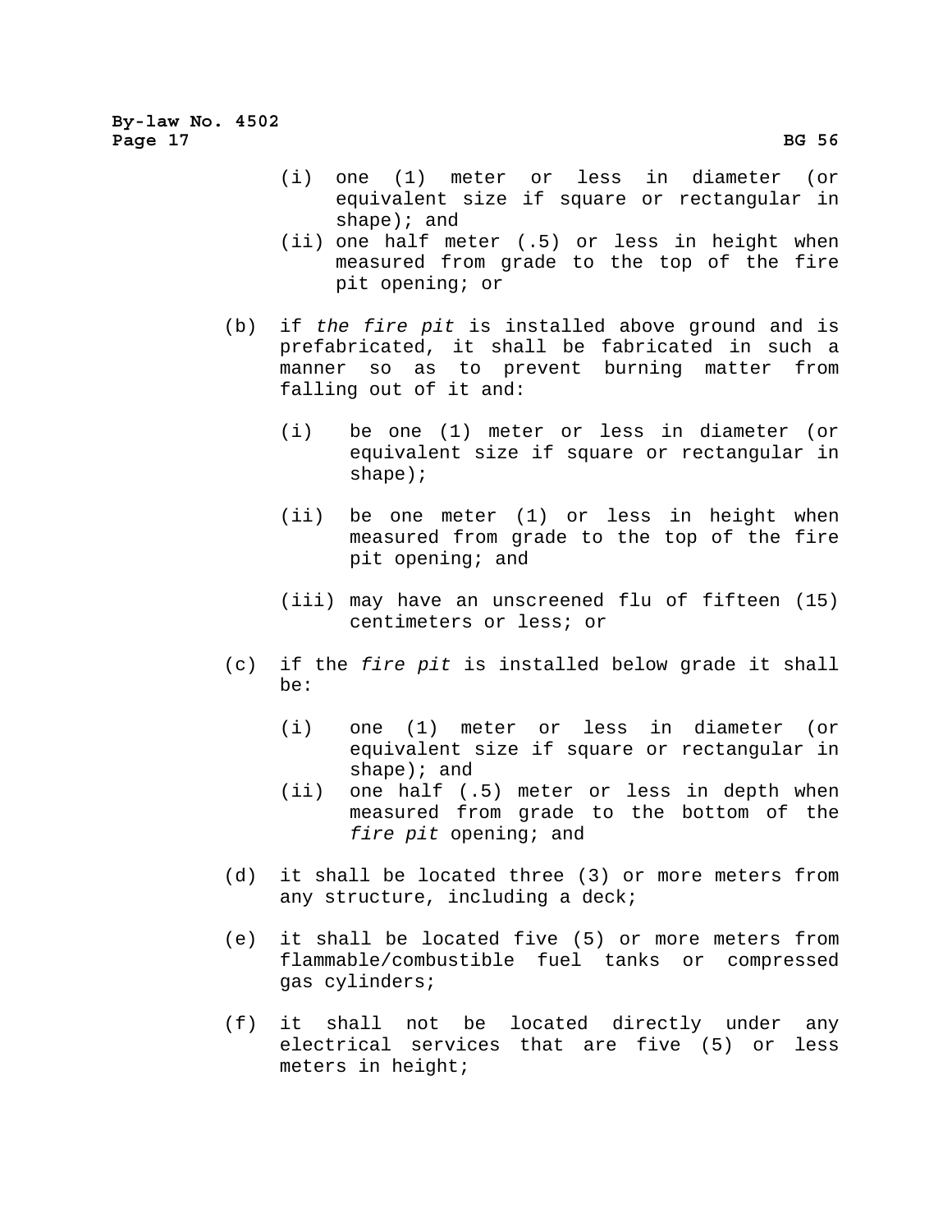- (i) one (1) meter or less in diameter (or equivalent size if square or rectangular in shape); and
   - (ii) one half meter (.5) or less in height when measured from grade to the top of the fire pit opening; or

- (b) if *the fire pit* is installed above ground and is prefabricated, it shall be fabricated in such a manner so as to prevent burning matter from falling out of it and:

   - (i) be one (1) meter or less in diameter (or equivalent size if square or rectangular in shape);

   - (ii) be one meter (1) or less in height when measured from grade to the top of the fire pit opening; and

   - (iii) may have an unscreened flu of fifteen (15) centimeters or less; or

- (c) if the *fire pit* is installed below grade it shall be:

   - (i) one (1) meter or less in diameter (or equivalent size if square or rectangular in shape); and
   - (ii) one half (.5) meter or less in depth when measured from grade to the bottom of the *fire pit* opening; and

- (d) it shall be located three (3) or more meters from any structure, including a deck;

- (e) it shall be located five (5) or more meters from flammable/combustible fuel tanks or compressed gas cylinders;

- (f) it shall not be located directly under any electrical services that are five (5) or less meters in height;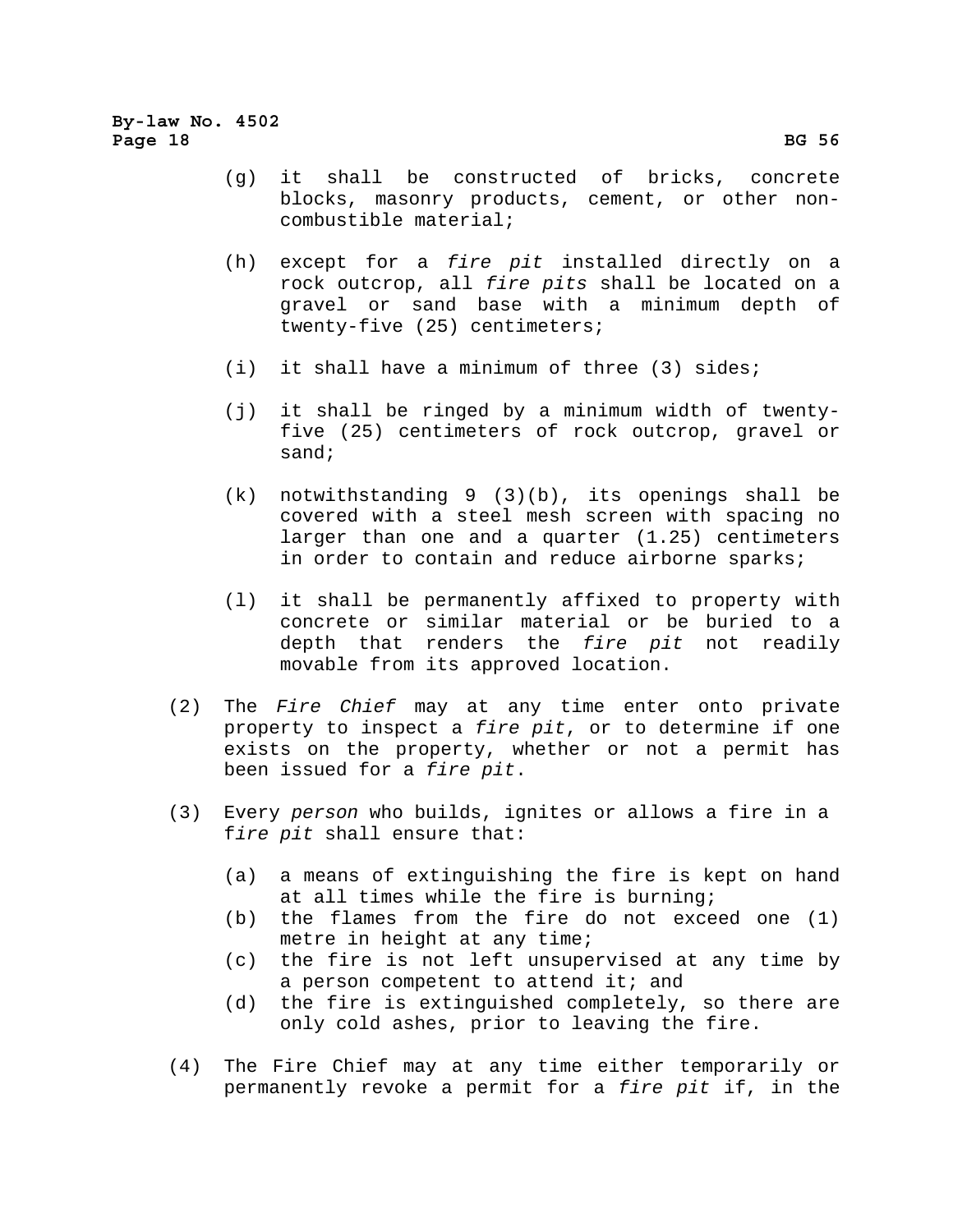(g) it shall be constructed of bricks, concrete blocks, masonry products, cement, or other non-combustible material;

(h) except for a *fire pit* installed directly on a rock outcrop, all *fire pits* shall be located on a gravel or sand base with a minimum depth of twenty-five (25) centimeters;

(i) it shall have a minimum of three (3) sides;

(j) it shall be ringed by a minimum width of twenty-five (25) centimeters of rock outcrop, gravel or sand;

(k) notwithstanding 9 (3)(b), its openings shall be covered with a steel mesh screen with spacing no larger than one and a quarter (1.25) centimeters in order to contain and reduce airborne sparks;

(l) it shall be permanently affixed to property with concrete or similar material or be buried to a depth that renders the *fire pit* not readily movable from its approved location.

(2) The *Fire Chief* may at any time enter onto private property to inspect a *fire pit*, or to determine if one exists on the property, whether or not a permit has been issued for a *fire pit*.

(3) Every *person* who builds, ignites or allows a fire in a f*ire pit* shall ensure that:

(a) a means of extinguishing the fire is kept on hand at all times while the fire is burning;
(b) the flames from the fire do not exceed one (1) metre in height at any time;
(c) the fire is not left unsupervised at any time by a person competent to attend it; and
(d) the fire is extinguished completely, so there are only cold ashes, prior to leaving the fire.

(4) The Fire Chief may at any time either temporarily or permanently revoke a permit for a *fire pit* if, in the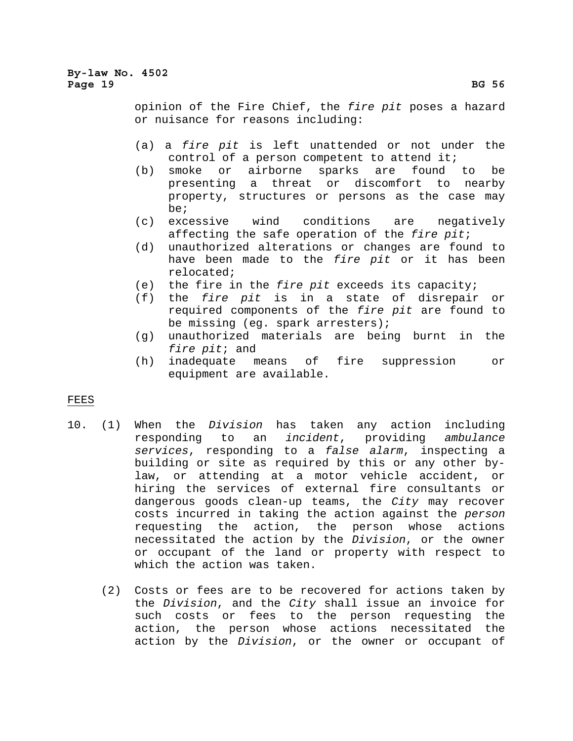opinion of the Fire Chief, the *fire pit* poses a hazard or nuisance for reasons including:

(a) a *fire pit* is left unattended or not under the control of a person competent to attend it;
(b) smoke or airborne sparks are found to be presenting a threat or discomfort to nearby property, structures or persons as the case may be;
(c) excessive wind conditions are negatively affecting the safe operation of the *fire pit*;
(d) unauthorized alterations or changes are found to have been made to the *fire pit* or it has been relocated;
(e) the fire in the *fire pit* exceeds its capacity;
(f) the *fire pit* is in a state of disrepair or required components of the *fire pit* are found to be missing (eg. spark arresters);
(g) unauthorized materials are being burnt in the *fire pit*; and
(h) inadequate means of fire suppression or equipment are available.

FEES

10. (1) When the *Division* has taken any action including responding to an *incident*, providing *ambulance services*, responding to a *false alarm*, inspecting a building or site as required by this or any other by-law, or attending at a motor vehicle accident, or hiring the services of external fire consultants or dangerous goods clean-up teams, the *City* may recover costs incurred in taking the action against the *person* requesting the action, the person whose actions necessitated the action by the *Division*, or the owner or occupant of the land or property with respect to which the action was taken.

(2) Costs or fees are to be recovered for actions taken by the *Division*, and the *City* shall issue an invoice for such costs or fees to the person requesting the action, the person whose actions necessitated the action by the *Division*, or the owner or occupant of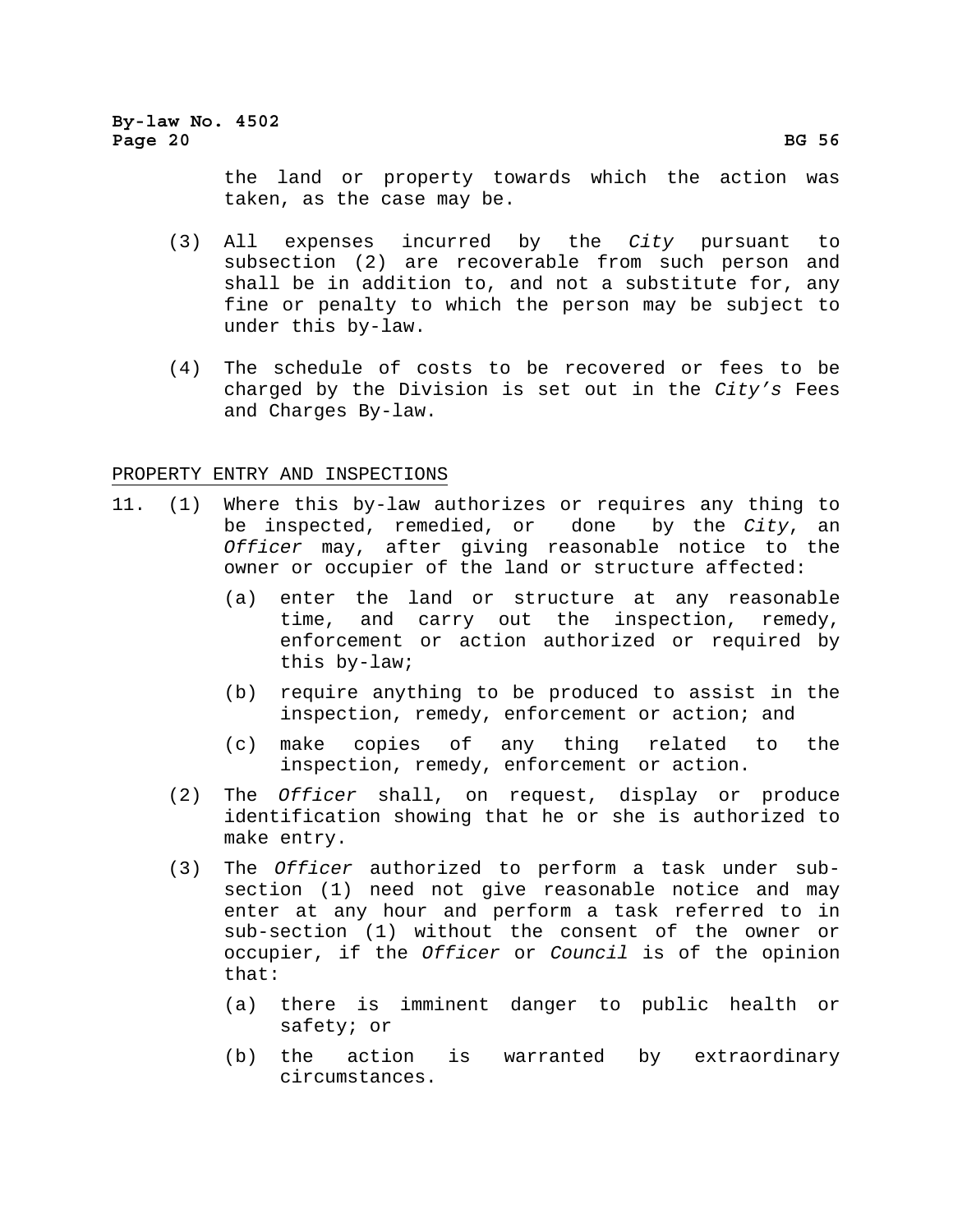the land or property towards which the action was taken, as the case may be.

(3) All expenses incurred by the *City* pursuant to subsection (2) are recoverable from such person and shall be in addition to, and not a substitute for, any fine or penalty to which the person may be subject to under this by-law.

(4) The schedule of costs to be recovered or fees to be charged by the Division is set out in the *City's* Fees and Charges By-law.

PROPERTY ENTRY AND INSPECTIONS

11. (1) Where this by-law authorizes or requires any thing to be inspected, remedied, or done by the *City*, an *Officer* may, after giving reasonable notice to the owner or occupier of the land or structure affected:

   (a) enter the land or structure at any reasonable time, and carry out the inspection, remedy, enforcement or action authorized or required by this by-law;

   (b) require anything to be produced to assist in the inspection, remedy, enforcement or action; and

   (c) make copies of any thing related to the inspection, remedy, enforcement or action.

(2) The *Officer* shall, on request, display or produce identification showing that he or she is authorized to make entry.

(3) The *Officer* authorized to perform a task under sub-section (1) need not give reasonable notice and may enter at any hour and perform a task referred to in sub-section (1) without the consent of the owner or occupier, if the *Officer* or *Council* is of the opinion that:

   (a) there is imminent danger to public health or safety; or

   (b) the action is warranted by extraordinary circumstances.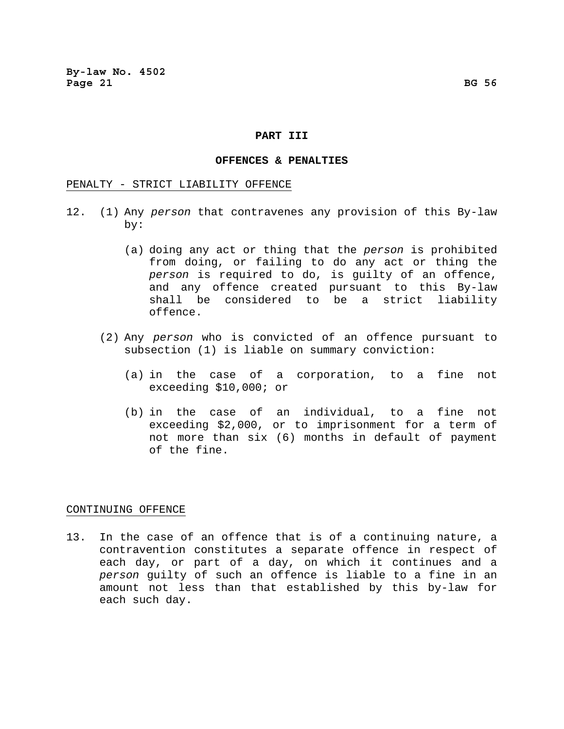## PART III

## OFFENCES & PENALTIES

PENALTY - STRICT LIABILITY OFFENCE

12. (1) Any *person* that contravenes any provision of this By-law by:

    (a) doing any act or thing that the *person* is prohibited from doing, or failing to do any act or thing the *person* is required to do, is guilty of an offence, and any offence created pursuant to this By-law shall be considered to be a strict liability offence.

    (2) Any *person* who is convicted of an offence pursuant to subsection (1) is liable on summary conviction:

    (a) in the case of a corporation, to a fine not exceeding $10,000; or

    (b) in the case of an individual, to a fine not exceeding $2,000, or to imprisonment for a term of not more than six (6) months in default of payment of the fine.

CONTINUING OFFENCE

13. In the case of an offence that is of a continuing nature, a contravention constitutes a separate offence in respect of each day, or part of a day, on which it continues and a *person* guilty of such an offence is liable to a fine in an amount not less than that established by this by-law for each such day.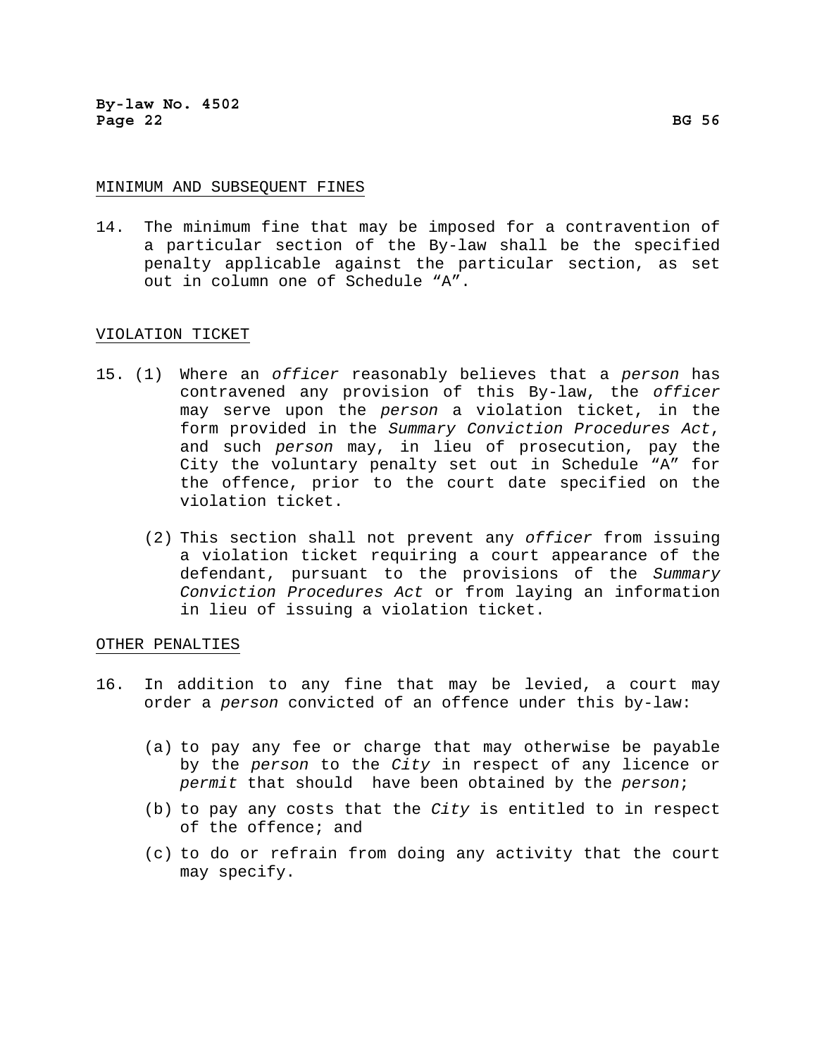## MINIMUM AND SUBSEQUENT FINES

14. The minimum fine that may be imposed for a contravention of a particular section of the By-law shall be the specified penalty applicable against the particular section, as set out in column one of Schedule “A”.

## VIOLATION TICKET

15. (1) Where an *officer* reasonably believes that a *person* has contravened any provision of this By-law, the *officer* may serve upon the *person* a violation ticket, in the form provided in the *Summary Conviction Procedures Act*, and such *person* may, in lieu of prosecution, pay the City the voluntary penalty set out in Schedule “A” for the offence, prior to the court date specified on the violation ticket.

    (2) This section shall not prevent any *officer* from issuing a violation ticket requiring a court appearance of the defendant, pursuant to the provisions of the *Summary Conviction Procedures Act* or from laying an information in lieu of issuing a violation ticket.

## OTHER PENALTIES

16. In addition to any fine that may be levied, a court may order a *person* convicted of an offence under this by-law:

    (a) to pay any fee or charge that may otherwise be payable by the *person* to the *City* in respect of any licence or *permit* that should have been obtained by the *person*;

    (b) to pay any costs that the *City* is entitled to in respect of the offence; and

    (c) to do or refrain from doing any activity that the court may specify.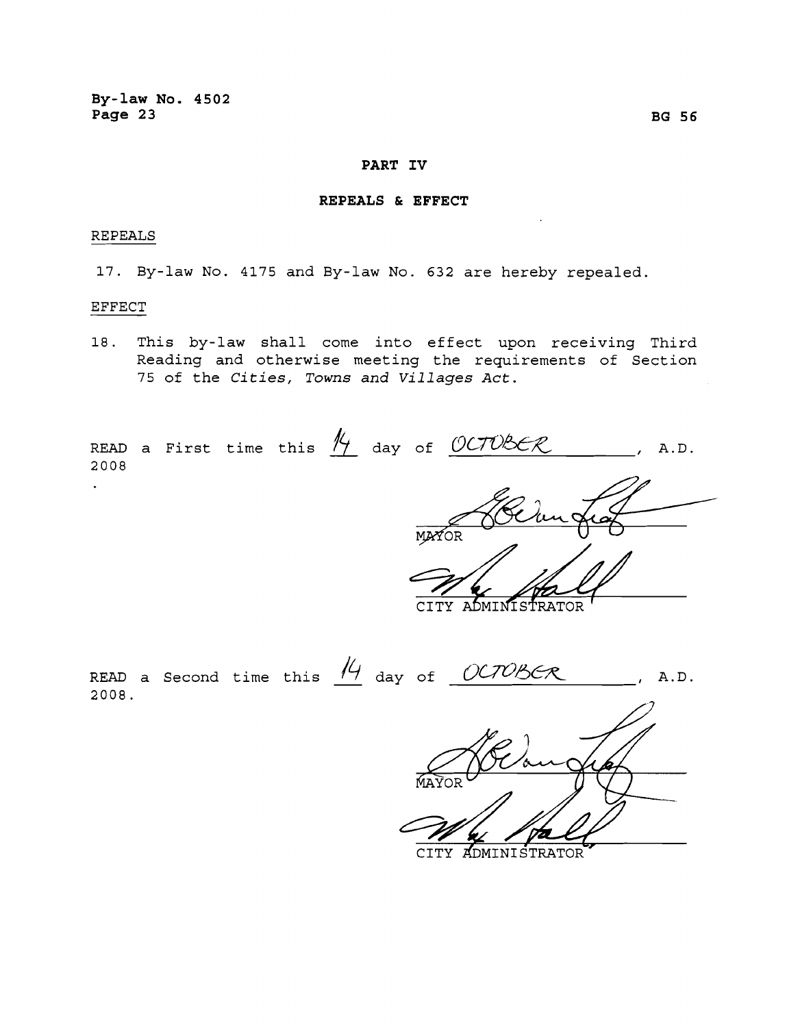## PART IV

## REPEALS & EFFECT

REPEALS

17. By-law No. 4175 and By-law No. 632 are hereby repealed.

EFFECT

18. This by-law shall come into effect upon receiving Third Reading and otherwise meeting the requirements of Section 75 of the *Cities, Towns and Villages Act*.

READ a First time this 14 day of OCTOBER, A.D. 2008

MAYOR

CITY ADMINISTRATOR

READ a Second time this 14 day of OCTOBER, A.D. 2008.

MAYOR

CITY ADMINISTRATOR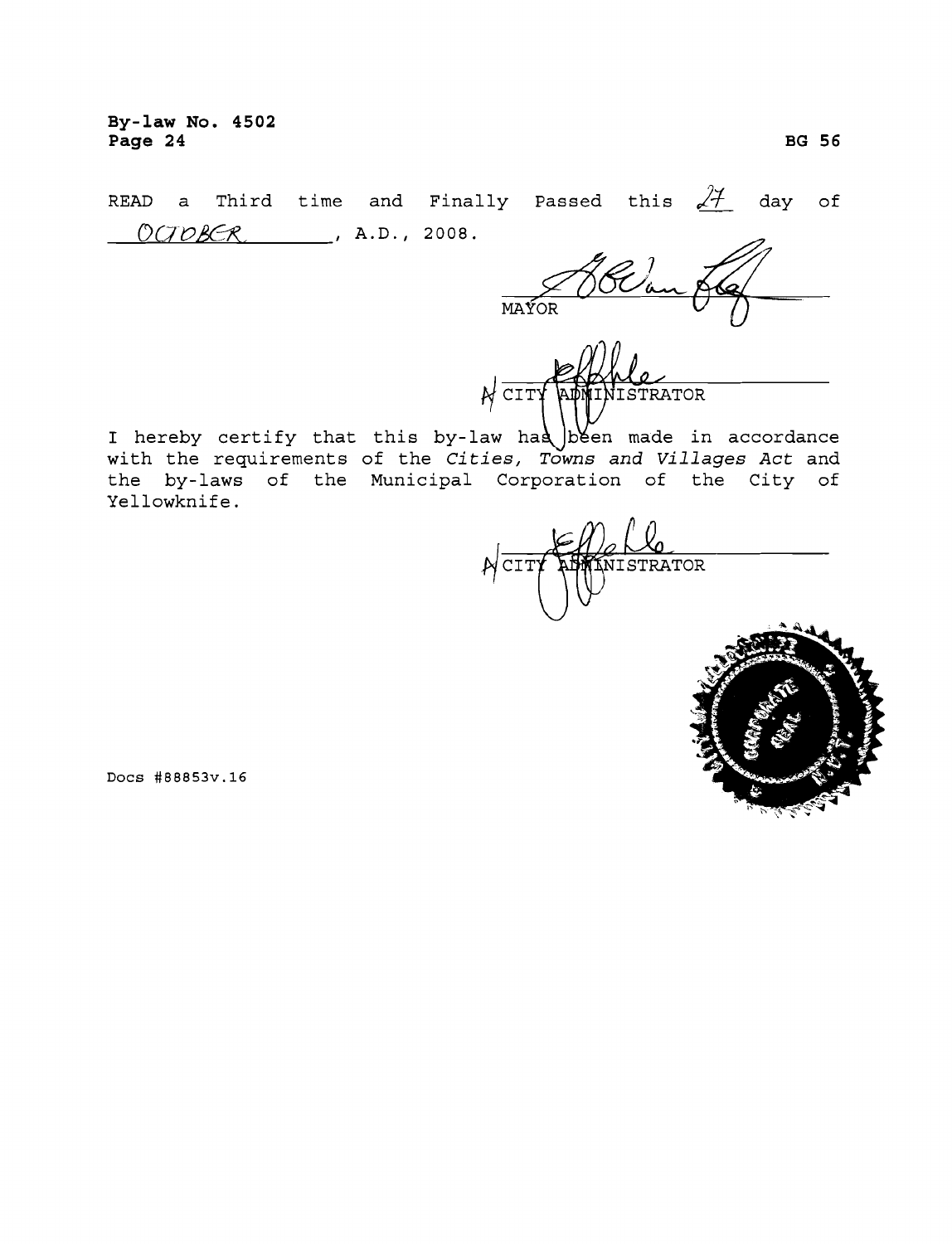READ a Third time and Finally Passed this 27 day of OCTOBER, A.D., 2008.

MAYOR

A/ CITY ADMINISTRATOR

I hereby certify that this by-law has been made in accordance with the requirements of the *Cities, Towns and Villages Act* and the by-laws of the Municipal Corporation of the City of Yellowknife.

A/ CITY ADMINISTRATOR

Docs #88853v.16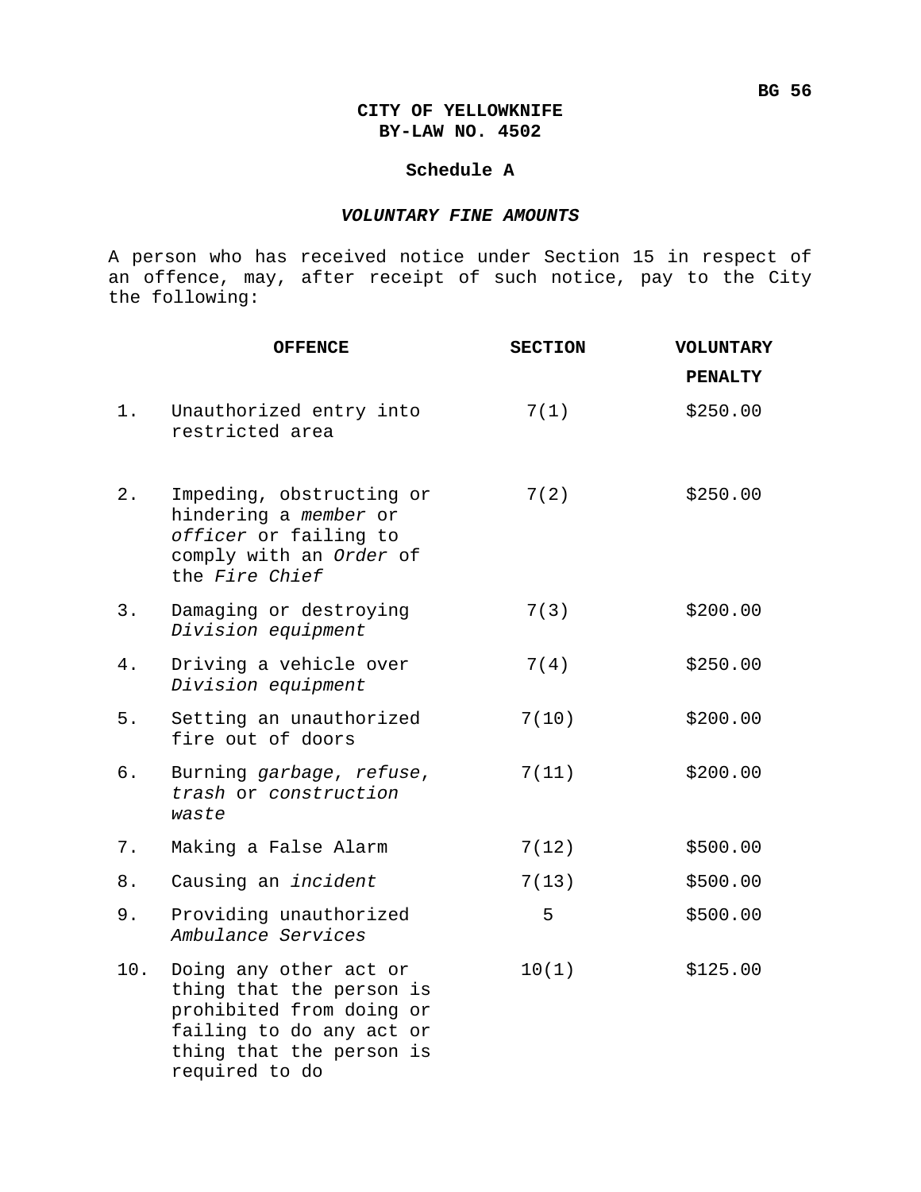**BG 56**

# CITY OF YELLOWKNIFE
# BY-LAW NO. 4502

## Schedule A

### *VOLUNTARY FINE AMOUNTS*

A person who has received notice under Section 15 in respect of an offence, may, after receipt of such notice, pay to the City the following:

| | OFFENCE | SECTION | VOLUNTARY PENALTY |
|---|---|---|---|
| 1. | Unauthorized entry into restricted area | 7(1) | $250.00 |
| 2. | Impeding, obstructing or hindering a *member* or *officer* or failing to comply with an *Order* of the *Fire Chief* | 7(2) | $250.00 |
| 3. | Damaging or destroying *Division equipment* | 7(3) | $200.00 |
| 4. | Driving a vehicle over *Division equipment* | 7(4) | $250.00 |
| 5. | Setting an unauthorized fire out of doors | 7(10) | $200.00 |
| 6. | Burning *garbage*, *refuse*, *trash* or *construction waste* | 7(11) | $200.00 |
| 7. | Making a False Alarm | 7(12) | $500.00 |
| 8. | Causing an *incident* | 7(13) | $500.00 |
| 9. | Providing unauthorized *Ambulance Services* | 5 | $500.00 |
| 10. | Doing any other act or thing that the person is prohibited from doing or failing to do any act or thing that the person is required to do | 10(1) | $125.00 |